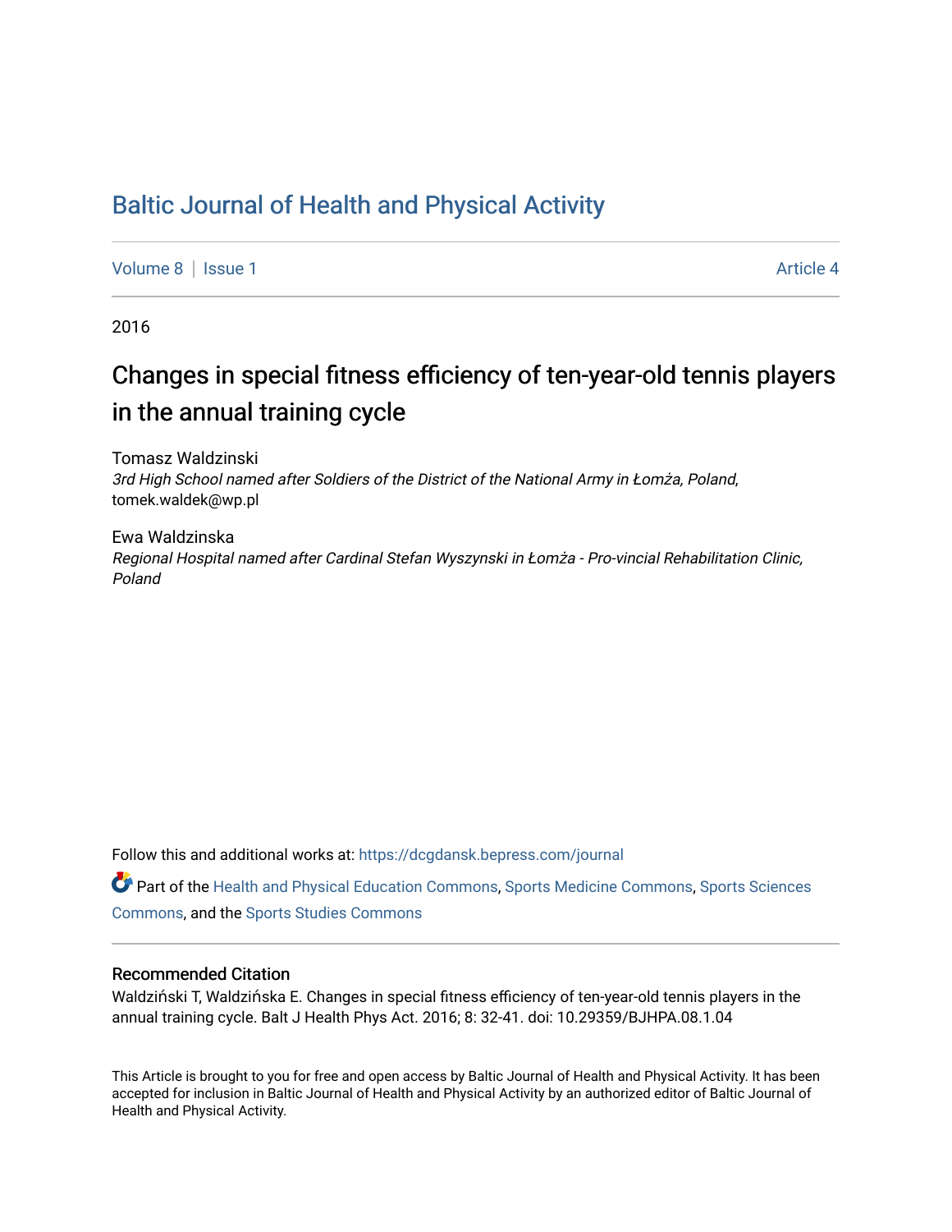# Baltic Journal of Health and Physical Activity

Volume 8 | Issue 1 Article 4

2016

## Changes in special fitness efficiency of ten-year-old tennis players in the annual training cycle

Tomasz Waldzinski
*3rd High School named after Soldiers of the District of the National Army in Łomża, Poland*, tomek.waldek@wp.pl

Ewa Waldzinska
*Regional Hospital named after Cardinal Stefan Wyszynski in Łomża - Pro-vincial Rehabilitation Clinic, Poland*

Follow this and additional works at: https://dcgdansk.bepress.com/journal

Part of the Health and Physical Education Commons, Sports Medicine Commons, Sports Sciences Commons, and the Sports Studies Commons

### Recommended Citation

Waldziński T, Waldzińska E. Changes in special fitness efficiency of ten-year-old tennis players in the annual training cycle. Balt J Health Phys Act. 2016; 8: 32-41. doi: 10.29359/BJHPA.08.1.04

This Article is brought to you for free and open access by Baltic Journal of Health and Physical Activity. It has been accepted for inclusion in Baltic Journal of Health and Physical Activity by an authorized editor of Baltic Journal of Health and Physical Activity.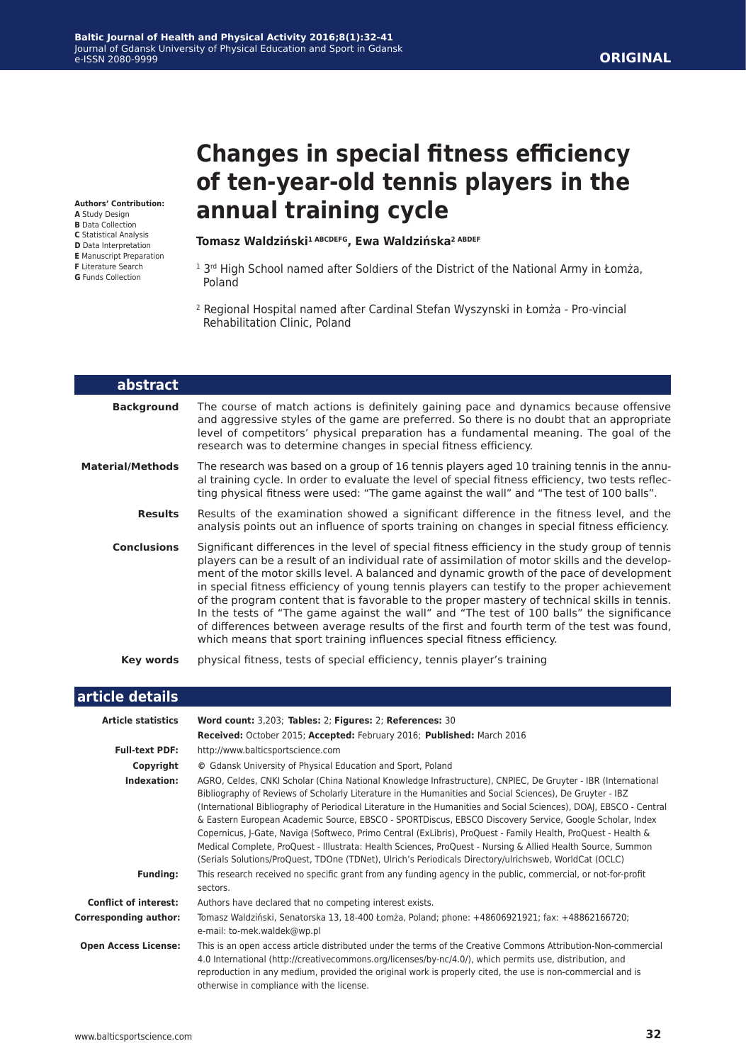**ORIGINAL**

# Changes in special fitness efficiency of ten-year-old tennis players in the annual training cycle

**Authors' Contribution:**
**A** Study Design
**B** Data Collection
**C** Statistical Analysis
**D** Data Interpretation
**E** Manuscript Preparation
**F** Literature Search
**G** Funds Collection

**Tomasz Waldziński[1 ABCDEFG], Ewa Waldzińska[2 ABDEF]**

[1] 3rd High School named after Soldiers of the District of the National Army in Łomża, Poland

[2] Regional Hospital named after Cardinal Stefan Wyszynski in Łomża - Pro-vincial Rehabilitation Clinic, Poland

## abstract

**Background** The course of match actions is definitely gaining pace and dynamics because offensive and aggressive styles of the game are preferred. So there is no doubt that an appropriate level of competitors' physical preparation has a fundamental meaning. The goal of the research was to determine changes in special fitness efficiency.

**Material/Methods** The research was based on a group of 16 tennis players aged 10 training tennis in the annual training cycle. In order to evaluate the level of special fitness efficiency, two tests reflecting physical fitness were used: "The game against the wall" and "The test of 100 balls".

**Results** Results of the examination showed a significant difference in the fitness level, and the analysis points out an influence of sports training on changes in special fitness efficiency.

**Conclusions** Significant differences in the level of special fitness efficiency in the study group of tennis players can be a result of an individual rate of assimilation of motor skills and the development of the motor skills level. A balanced and dynamic growth of the pace of development in special fitness efficiency of young tennis players can testify to the proper achievement of the program content that is favorable to the proper mastery of technical skills in tennis. In the tests of "The game against the wall" and "The test of 100 balls" the significance of differences between average results of the first and fourth term of the test was found, which means that sport training influences special fitness efficiency.

**Key words** physical fitness, tests of special efficiency, tennis player's training

## article details

**Article statistics** **Word count:** 3,203; **Tables:** 2; **Figures:** 2; **References:** 30

**Received:** October 2015; **Accepted:** February 2016; **Published:** March 2016

**Full-text PDF:** http://www.balticsportscience.com

**Copyright** © Gdansk University of Physical Education and Sport, Poland

**Indexation:** AGRO, Celdes, CNKI Scholar (China National Knowledge Infrastructure), CNPIEC, De Gruyter - IBR (International Bibliography of Reviews of Scholarly Literature in the Humanities and Social Sciences), De Gruyter - IBZ (International Bibliography of Periodical Literature in the Humanities and Social Sciences), DOAJ, EBSCO - Central & Eastern European Academic Source, EBSCO - SPORTDiscus, EBSCO Discovery Service, Google Scholar, Index Copernicus, J-Gate, Naviga (Softweco, Primo Central (ExLibris), ProQuest - Family Health, ProQuest - Health & Medical Complete, ProQuest - Illustrata: Health Sciences, ProQuest - Nursing & Allied Health Source, Summon (Serials Solutions/ProQuest, TDOne (TDNet), Ulrich's Periodicals Directory/ulrichsweb, WorldCat (OCLC)

**Funding:** This research received no specific grant from any funding agency in the public, commercial, or not-for-profit sectors.

**Conflict of interest:** Authors have declared that no competing interest exists.

**Corresponding author:** Tomasz Waldziński, Senatorska 13, 18-400 Łomża, Poland; phone: +48606921921; fax: +48862166720; e-mail: to-mek.waldek@wp.pl

**Open Access License:** This is an open access article distributed under the terms of the Creative Commons Attribution-Non-commercial 4.0 International (http://creativecommons.org/licenses/by-nc/4.0/), which permits use, distribution, and reproduction in any medium, provided the original work is properly cited, the use is non-commercial and is otherwise in compliance with the license.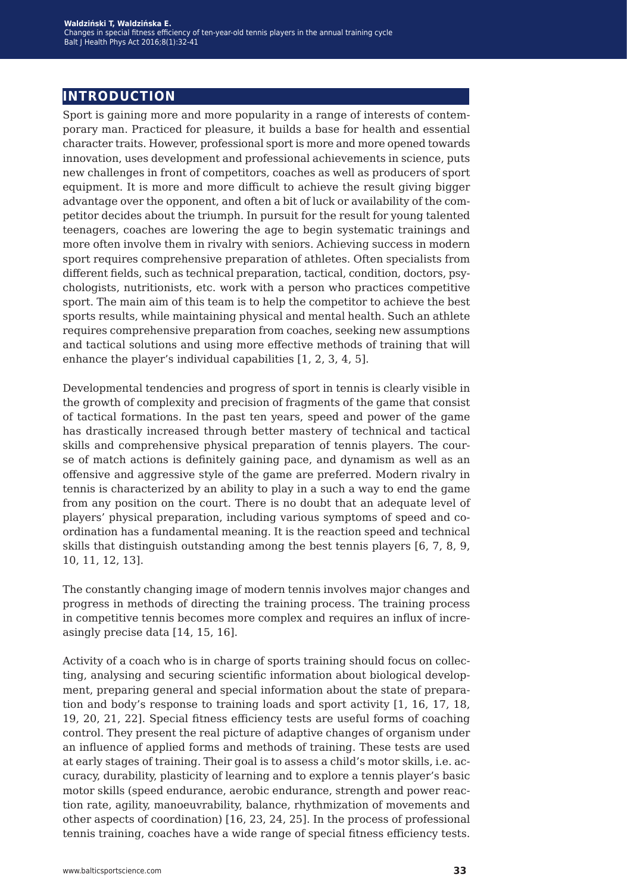## INTRODUCTION

Sport is gaining more and more popularity in a range of interests of contemporary man. Practiced for pleasure, it builds a base for health and essential character traits. However, professional sport is more and more opened towards innovation, uses development and professional achievements in science, puts new challenges in front of competitors, coaches as well as producers of sport equipment. It is more and more difficult to achieve the result giving bigger advantage over the opponent, and often a bit of luck or availability of the competitor decides about the triumph. In pursuit for the result for young talented teenagers, coaches are lowering the age to begin systematic trainings and more often involve them in rivalry with seniors. Achieving success in modern sport requires comprehensive preparation of athletes. Often specialists from different fields, such as technical preparation, tactical, condition, doctors, psychologists, nutritionists, etc. work with a person who practices competitive sport. The main aim of this team is to help the competitor to achieve the best sports results, while maintaining physical and mental health. Such an athlete requires comprehensive preparation from coaches, seeking new assumptions and tactical solutions and using more effective methods of training that will enhance the player's individual capabilities [1, 2, 3, 4, 5].

Developmental tendencies and progress of sport in tennis is clearly visible in the growth of complexity and precision of fragments of the game that consist of tactical formations. In the past ten years, speed and power of the game has drastically increased through better mastery of technical and tactical skills and comprehensive physical preparation of tennis players. The course of match actions is definitely gaining pace, and dynamism as well as an offensive and aggressive style of the game are preferred. Modern rivalry in tennis is characterized by an ability to play in a such a way to end the game from any position on the court. There is no doubt that an adequate level of players' physical preparation, including various symptoms of speed and coordination has a fundamental meaning. It is the reaction speed and technical skills that distinguish outstanding among the best tennis players [6, 7, 8, 9, 10, 11, 12, 13].

The constantly changing image of modern tennis involves major changes and progress in methods of directing the training process. The training process in competitive tennis becomes more complex and requires an influx of increasingly precise data [14, 15, 16].

Activity of a coach who is in charge of sports training should focus on collecting, analysing and securing scientific information about biological development, preparing general and special information about the state of preparation and body's response to training loads and sport activity [1, 16, 17, 18, 19, 20, 21, 22]. Special fitness efficiency tests are useful forms of coaching control. They present the real picture of adaptive changes of organism under an influence of applied forms and methods of training. These tests are used at early stages of training. Their goal is to assess a child's motor skills, i.e. accuracy, durability, plasticity of learning and to explore a tennis player's basic motor skills (speed endurance, aerobic endurance, strength and power reaction rate, agility, manoeuvrability, balance, rhythmization of movements and other aspects of coordination) [16, 23, 24, 25]. In the process of professional tennis training, coaches have a wide range of special fitness efficiency tests.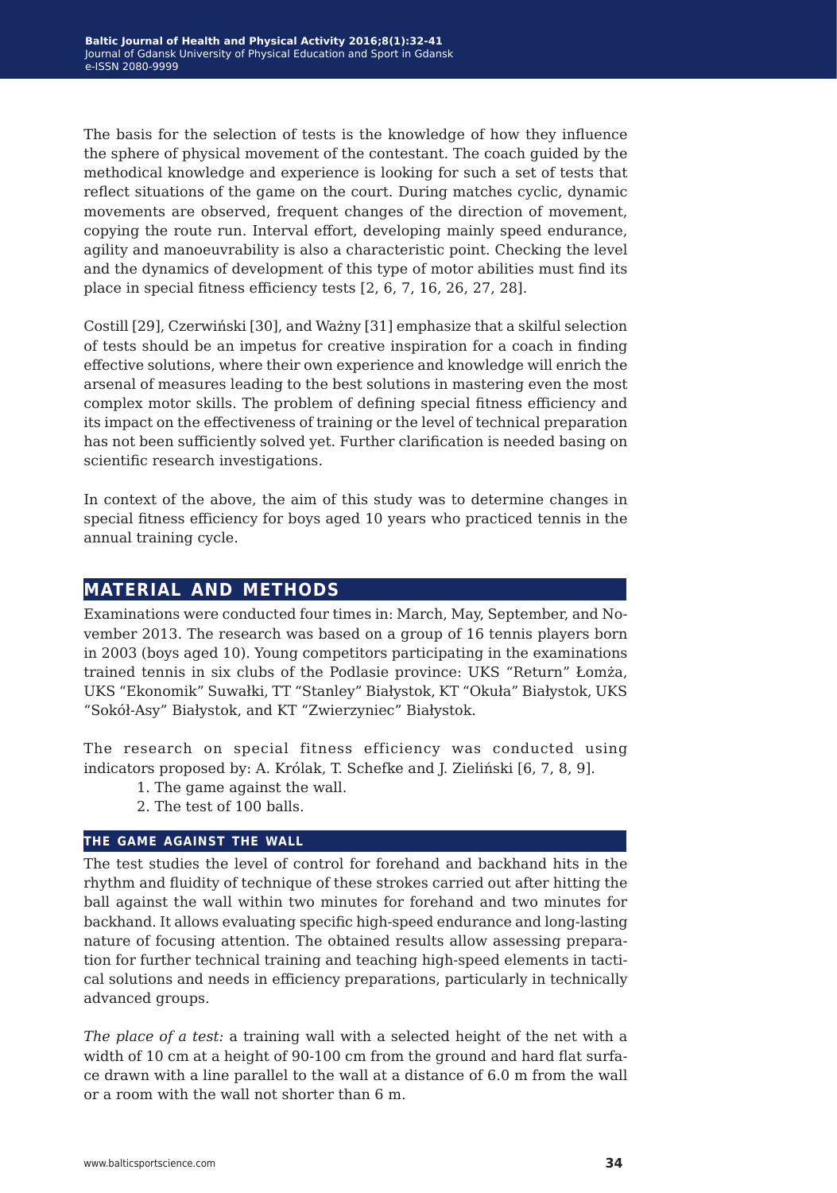The basis for the selection of tests is the knowledge of how they influence the sphere of physical movement of the contestant. The coach guided by the methodical knowledge and experience is looking for such a set of tests that reflect situations of the game on the court. During matches cyclic, dynamic movements are observed, frequent changes of the direction of movement, copying the route run. Interval effort, developing mainly speed endurance, agility and manoeuvrability is also a characteristic point. Checking the level and the dynamics of development of this type of motor abilities must find its place in special fitness efficiency tests [2, 6, 7, 16, 26, 27, 28].

Costill [29], Czerwiński [30], and Ważny [31] emphasize that a skilful selection of tests should be an impetus for creative inspiration for a coach in finding effective solutions, where their own experience and knowledge will enrich the arsenal of measures leading to the best solutions in mastering even the most complex motor skills. The problem of defining special fitness efficiency and its impact on the effectiveness of training or the level of technical preparation has not been sufficiently solved yet. Further clarification is needed basing on scientific research investigations.

In context of the above, the aim of this study was to determine changes in special fitness efficiency for boys aged 10 years who practiced tennis in the annual training cycle.

## MATERIAL AND METHODS

Examinations were conducted four times in: March, May, September, and November 2013. The research was based on a group of 16 tennis players born in 2003 (boys aged 10). Young competitors participating in the examinations trained tennis in six clubs of the Podlasie province: UKS "Return" Łomża, UKS "Ekonomik" Suwałki, TT "Stanley" Białystok, KT "Okuła" Białystok, UKS "Sokół-Asy" Białystok, and KT "Zwierzyniec" Białystok.

The research on special fitness efficiency was conducted using indicators proposed by: A. Królak, T. Schefke and J. Zieliński [6, 7, 8, 9].

1. The game against the wall.
2. The test of 100 balls.

### THE GAME AGAINST THE WALL

The test studies the level of control for forehand and backhand hits in the rhythm and fluidity of technique of these strokes carried out after hitting the ball against the wall within two minutes for forehand and two minutes for backhand. It allows evaluating specific high-speed endurance and long-lasting nature of focusing attention. The obtained results allow assessing preparation for further technical training and teaching high-speed elements in tactical solutions and needs in efficiency preparations, particularly in technically advanced groups.

*The place of a test:* a training wall with a selected height of the net with a width of 10 cm at a height of 90-100 cm from the ground and hard flat surface drawn with a line parallel to the wall at a distance of 6.0 m from the wall or a room with the wall not shorter than 6 m.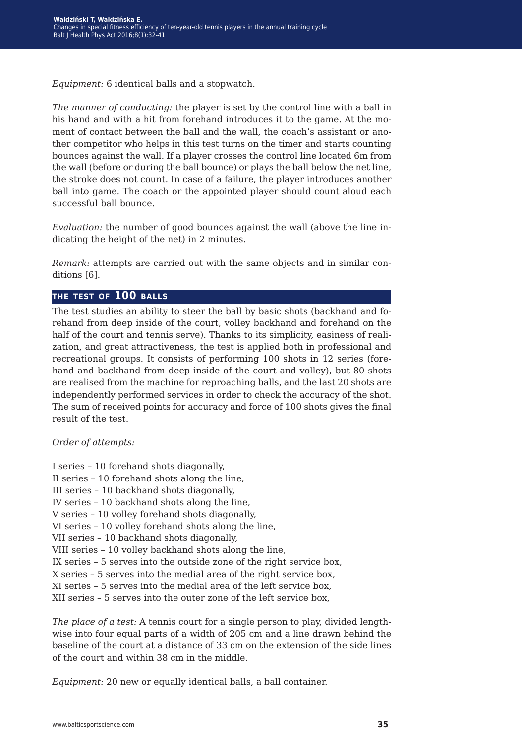*Equipment:* 6 identical balls and a stopwatch.

*The manner of conducting:* the player is set by the control line with a ball in his hand and with a hit from forehand introduces it to the game. At the moment of contact between the ball and the wall, the coach's assistant or another competitor who helps in this test turns on the timer and starts counting bounces against the wall. If a player crosses the control line located 6m from the wall (before or during the ball bounce) or plays the ball below the net line, the stroke does not count. In case of a failure, the player introduces another ball into game. The coach or the appointed player should count aloud each successful ball bounce.

*Evaluation:* the number of good bounces against the wall (above the line indicating the height of the net) in 2 minutes.

*Remark:* attempts are carried out with the same objects and in similar conditions [6].

## THE TEST OF 100 BALLS

The test studies an ability to steer the ball by basic shots (backhand and forehand from deep inside of the court, volley backhand and forehand on the half of the court and tennis serve). Thanks to its simplicity, easiness of realization, and great attractiveness, the test is applied both in professional and recreational groups. It consists of performing 100 shots in 12 series (forehand and backhand from deep inside of the court and volley), but 80 shots are realised from the machine for reproaching balls, and the last 20 shots are independently performed services in order to check the accuracy of the shot. The sum of received points for accuracy and force of 100 shots gives the final result of the test.

*Order of attempts:*

I series – 10 forehand shots diagonally,
II series – 10 forehand shots along the line,
III series – 10 backhand shots diagonally,
IV series – 10 backhand shots along the line,
V series – 10 volley forehand shots diagonally,
VI series – 10 volley forehand shots along the line,
VII series – 10 backhand shots diagonally,
VIII series – 10 volley backhand shots along the line,
IX series – 5 serves into the outside zone of the right service box,
X series – 5 serves into the medial area of the right service box,
XI series – 5 serves into the medial area of the left service box,
XII series – 5 serves into the outer zone of the left service box,

*The place of a test:* A tennis court for a single person to play, divided lengthwise into four equal parts of a width of 205 cm and a line drawn behind the baseline of the court at a distance of 33 cm on the extension of the side lines of the court and within 38 cm in the middle.

*Equipment:* 20 new or equally identical balls, a ball container.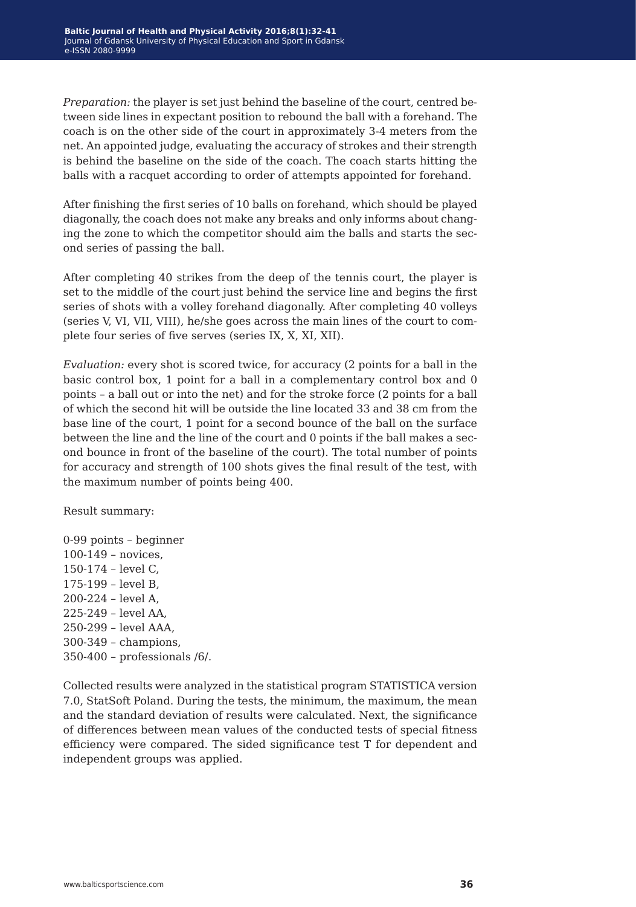*Preparation:* the player is set just behind the baseline of the court, centred between side lines in expectant position to rebound the ball with a forehand. The coach is on the other side of the court in approximately 3-4 meters from the net. An appointed judge, evaluating the accuracy of strokes and their strength is behind the baseline on the side of the coach. The coach starts hitting the balls with a racquet according to order of attempts appointed for forehand.

After finishing the first series of 10 balls on forehand, which should be played diagonally, the coach does not make any breaks and only informs about changing the zone to which the competitor should aim the balls and starts the second series of passing the ball.

After completing 40 strikes from the deep of the tennis court, the player is set to the middle of the court just behind the service line and begins the first series of shots with a volley forehand diagonally. After completing 40 volleys (series V, VI, VII, VIII), he/she goes across the main lines of the court to complete four series of five serves (series IX, X, XI, XII).

*Evaluation:* every shot is scored twice, for accuracy (2 points for a ball in the basic control box, 1 point for a ball in a complementary control box and 0 points – a ball out or into the net) and for the stroke force (2 points for a ball of which the second hit will be outside the line located 33 and 38 cm from the base line of the court, 1 point for a second bounce of the ball on the surface between the line and the line of the court and 0 points if the ball makes a second bounce in front of the baseline of the court). The total number of points for accuracy and strength of 100 shots gives the final result of the test, with the maximum number of points being 400.

Result summary:

0-99 points – beginner  
100-149 – novices,  
150-174 – level C,  
175-199 – level B,  
200-224 – level A,  
225-249 – level AA,  
250-299 – level AAA,  
300-349 – champions,  
350-400 – professionals /6/.

Collected results were analyzed in the statistical program STATISTICA version 7.0, StatSoft Poland. During the tests, the minimum, the maximum, the mean and the standard deviation of results were calculated. Next, the significance of differences between mean values of the conducted tests of special fitness efficiency were compared. The sided significance test T for dependent and independent groups was applied.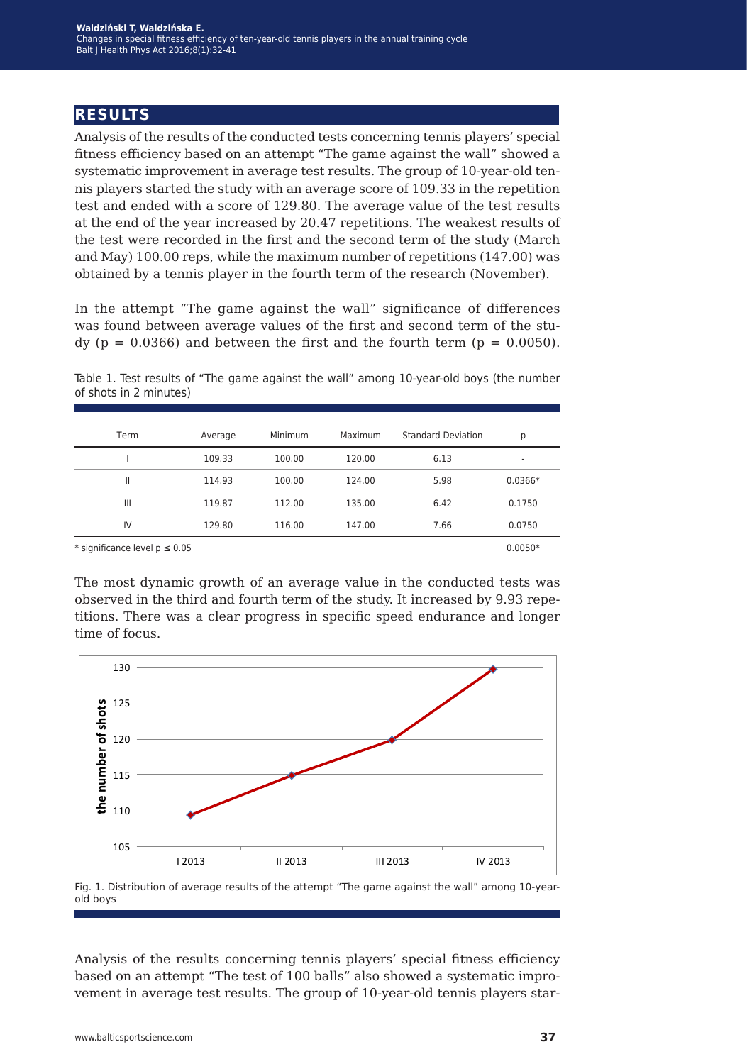## RESULTS

Analysis of the results of the conducted tests concerning tennis players' special fitness efficiency based on an attempt "The game against the wall" showed a systematic improvement in average test results. The group of 10-year-old tennis players started the study with an average score of 109.33 in the repetition test and ended with a score of 129.80. The average value of the test results at the end of the year increased by 20.47 repetitions. The weakest results of the test were recorded in the first and the second term of the study (March and May) 100.00 reps, while the maximum number of repetitions (147.00) was obtained by a tennis player in the fourth term of the research (November).

In the attempt "The game against the wall" significance of differences was found between average values of the first and second term of the study ($p = 0.0366$) and between the first and the fourth term ($p = 0.0050$).

Table 1. Test results of "The game against the wall" among 10-year-old boys (the number of shots in 2 minutes)

| Term | Average | Minimum | Maximum | Standard Deviation | p |
|---|---|---|---|---|---|
| I | 109.33 | 100.00 | 120.00 | 6.13 | - |
| II | 114.93 | 100.00 | 124.00 | 5.98 | 0.0366* |
| III | 119.87 | 112.00 | 135.00 | 6.42 | 0.1750 |
| IV | 129.80 | 116.00 | 147.00 | 7.66 | 0.0750 |
| | | | | | 0.0050* |

\* significance level $p \leq 0.05$

The most dynamic growth of an average value in the conducted tests was observed in the third and fourth term of the study. It increased by 9.93 repetitions. There was a clear progress in specific speed endurance and longer time of focus.

Fig. 1. Distribution of average results of the attempt "The game against the wall" among 10-year-old boys

Analysis of the results concerning tennis players' special fitness efficiency based on an attempt "The test of 100 balls" also showed a systematic improvement in average test results. The group of 10-year-old tennis players star-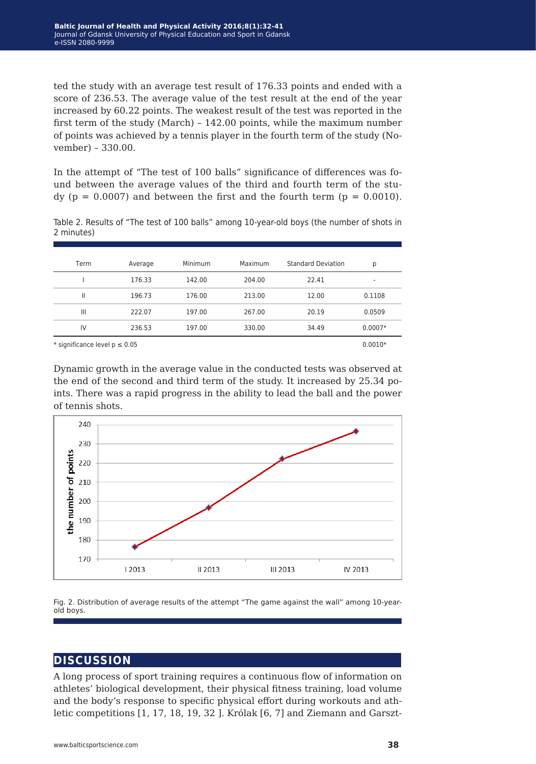ted the study with an average test result of 176.33 points and ended with a score of 236.53. The average value of the test result at the end of the year increased by 60.22 points. The weakest result of the test was reported in the first term of the study (March) – 142.00 points, while the maximum number of points was achieved by a tennis player in the fourth term of the study (November) – 330.00.

In the attempt of "The test of 100 balls" significance of differences was found between the average values of the third and fourth term of the study ($p = 0.0007$) and between the first and the fourth term ($p = 0.0010$).

Table 2. Results of "The test of 100 balls" among 10-year-old boys (the number of shots in 2 minutes)

| Term | Average | Minimum | Maximum | Standard Deviation | p |
|---|---|---|---|---|---|
| I | 176.33 | 142.00 | 204.00 | 22.41 | - |
| II | 196.73 | 176.00 | 213.00 | 12.00 | 0.1108 |
| III | 222.07 | 197.00 | 267.00 | 20.19 | 0.0509 |
| IV | 236.53 | 197.00 | 330.00 | 34.49 | 0.0007* |
| | | | | | 0.0010* |

* significance level $p \leq 0.05$

Dynamic growth in the average value in the conducted tests was observed at the end of the second and third term of the study. It increased by 25.34 points. There was a rapid progress in the ability to lead the ball and the power of tennis shots.

Fig. 2. Distribution of average results of the attempt "The game against the wall" among 10-year-old boys.

## DISCUSSION

A long process of sport training requires a continuous flow of information on athletes' biological development, their physical fitness training, load volume and the body's response to specific physical effort during workouts and athletic competitions [1, 17, 18, 19, 32 ]. Królak [6, 7] and Ziemann and Garszt-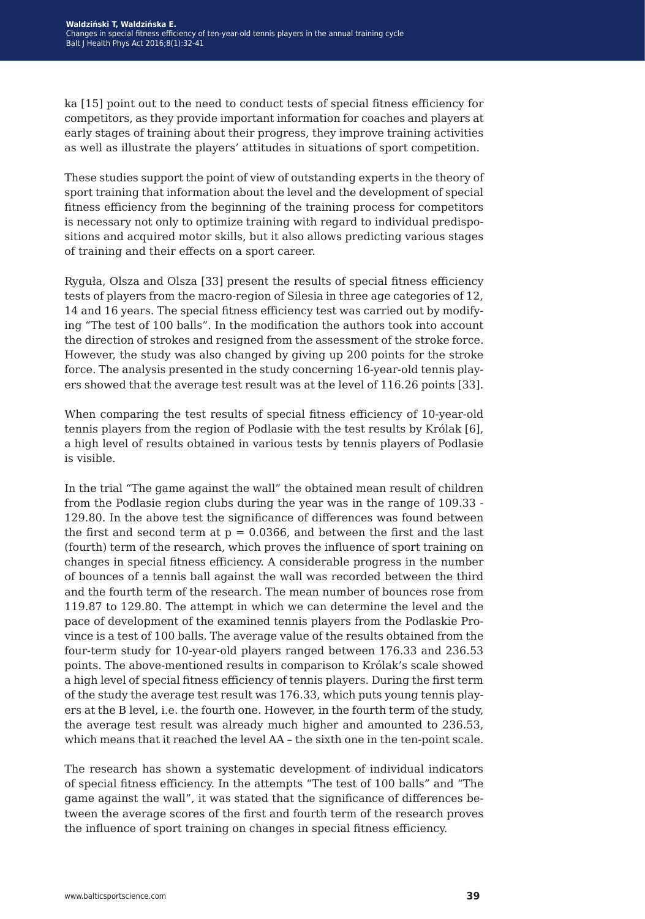ka [15] point out to the need to conduct tests of special fitness efficiency for competitors, as they provide important information for coaches and players at early stages of training about their progress, they improve training activities as well as illustrate the players' attitudes in situations of sport competition.

These studies support the point of view of outstanding experts in the theory of sport training that information about the level and the development of special fitness efficiency from the beginning of the training process for competitors is necessary not only to optimize training with regard to individual predispositions and acquired motor skills, but it also allows predicting various stages of training and their effects on a sport career.

Ryguła, Olsza and Olsza [33] present the results of special fitness efficiency tests of players from the macro-region of Silesia in three age categories of 12, 14 and 16 years. The special fitness efficiency test was carried out by modifying "The test of 100 balls". In the modification the authors took into account the direction of strokes and resigned from the assessment of the stroke force. However, the study was also changed by giving up 200 points for the stroke force. The analysis presented in the study concerning 16-year-old tennis players showed that the average test result was at the level of 116.26 points [33].

When comparing the test results of special fitness efficiency of 10-year-old tennis players from the region of Podlasie with the test results by Królak [6], a high level of results obtained in various tests by tennis players of Podlasie is visible.

In the trial "The game against the wall" the obtained mean result of children from the Podlasie region clubs during the year was in the range of 109.33 - 129.80. In the above test the significance of differences was found between the first and second term at $p = 0.0366$, and between the first and the last (fourth) term of the research, which proves the influence of sport training on changes in special fitness efficiency. A considerable progress in the number of bounces of a tennis ball against the wall was recorded between the third and the fourth term of the research. The mean number of bounces rose from 119.87 to 129.80. The attempt in which we can determine the level and the pace of development of the examined tennis players from the Podlaskie Province is a test of 100 balls. The average value of the results obtained from the four-term study for 10-year-old players ranged between 176.33 and 236.53 points. The above-mentioned results in comparison to Królak's scale showed a high level of special fitness efficiency of tennis players. During the first term of the study the average test result was 176.33, which puts young tennis players at the B level, i.e. the fourth one. However, in the fourth term of the study, the average test result was already much higher and amounted to 236.53, which means that it reached the level AA – the sixth one in the ten-point scale.

The research has shown a systematic development of individual indicators of special fitness efficiency. In the attempts "The test of 100 balls" and "The game against the wall", it was stated that the significance of differences between the average scores of the first and fourth term of the research proves the influence of sport training on changes in special fitness efficiency.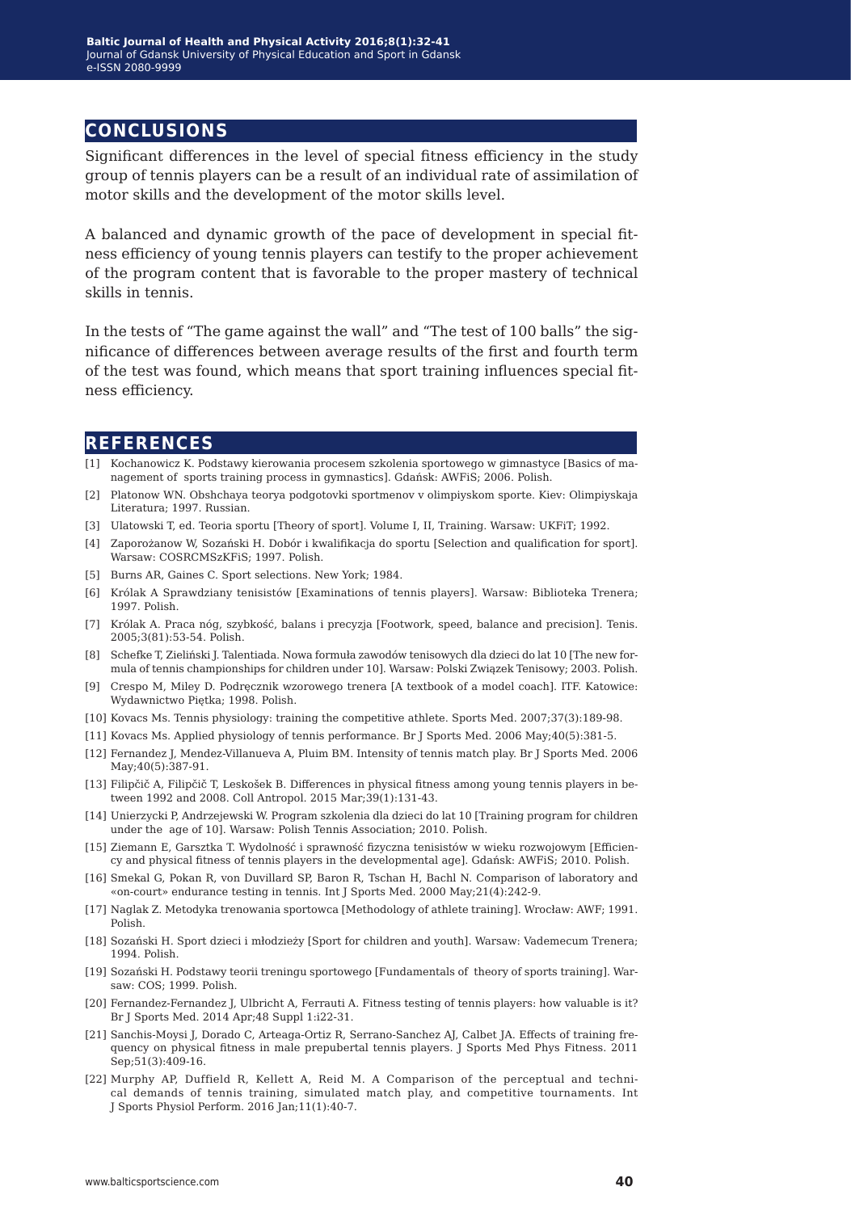## CONCLUSIONS

Significant differences in the level of special fitness efficiency in the study group of tennis players can be a result of an individual rate of assimilation of motor skills and the development of the motor skills level.

A balanced and dynamic growth of the pace of development in special fitness efficiency of young tennis players can testify to the proper achievement of the program content that is favorable to the proper mastery of technical skills in tennis.

In the tests of "The game against the wall" and "The test of 100 balls" the significance of differences between average results of the first and fourth term of the test was found, which means that sport training influences special fitness efficiency.

## REFERENCES

[1] Kochanowicz K. Podstawy kierowania procesem szkolenia sportowego w gimnastyce [Basics of management of sports training process in gymnastics]. Gdańsk: AWFiS; 2006. Polish.

[2] Platonow WN. Obshchaya teorya podgotovki sportmenov v olimpiyskom sporte. Kiev: Olimpiyskaja Literatura; 1997. Russian.

[3] Ulatowski T, ed. Teoria sportu [Theory of sport]. Volume I, II, Training. Warsaw: UKFiT; 1992.

[4] Zaporożanow W, Sozański H. Dobór i kwalifikacja do sportu [Selection and qualification for sport]. Warsaw: COSRCMSzKFiS; 1997. Polish.

[5] Burns AR, Gaines C. Sport selections. New York; 1984.

[6] Królak A Sprawdziany tenisistów [Examinations of tennis players]. Warsaw: Biblioteka Trenera; 1997. Polish.

[7] Królak A. Praca nóg, szybkość, balans i precyzja [Footwork, speed, balance and precision]. Tenis. 2005;3(81):53-54. Polish.

[8] Schefke T, Zieliński J. Talentiada. Nowa formuła zawodów tenisowych dla dzieci do lat 10 [The new formula of tennis championships for children under 10]. Warsaw: Polski Związek Tenisowy; 2003. Polish.

[9] Crespo M, Miley D. Podręcznik wzorowego trenera [A textbook of a model coach]. ITF. Katowice: Wydawnictwo Piętka; 1998. Polish.

[10] Kovacs Ms. Tennis physiology: training the competitive athlete. Sports Med. 2007;37(3):189-98.

[11] Kovacs Ms. Applied physiology of tennis performance. Br J Sports Med. 2006 May;40(5):381-5.

[12] Fernandez J, Mendez-Villanueva A, Pluim BM. Intensity of tennis match play. Br J Sports Med. 2006 May;40(5):387-91.

[13] Filipčič A, Filipčič T, Leskošek B. Differences in physical fitness among young tennis players in between 1992 and 2008. Coll Antropol. 2015 Mar;39(1):131-43.

[14] Unierzycki P, Andrzejewski W. Program szkolenia dla dzieci do lat 10 [Training program for children under the age of 10]. Warsaw: Polish Tennis Association; 2010. Polish.

[15] Ziemann E, Garsztka T. Wydolność i sprawność fizyczna tenisistów w wieku rozwojowym [Efficiency and physical fitness of tennis players in the developmental age]. Gdańsk: AWFiS; 2010. Polish.

[16] Smekal G, Pokan R, von Duvillard SP, Baron R, Tschan H, Bachl N. Comparison of laboratory and «on-court» endurance testing in tennis. Int J Sports Med. 2000 May;21(4):242-9.

[17] Naglak Z. Metodyka trenowania sportowca [Methodology of athlete training]. Wrocław: AWF; 1991. Polish.

[18] Sozański H. Sport dzieci i młodzieży [Sport for children and youth]. Warsaw: Vademecum Trenera; 1994. Polish.

[19] Sozański H. Podstawy teorii treningu sportowego [Fundamentals of theory of sports training]. Warsaw: COS; 1999. Polish.

[20] Fernandez-Fernandez J, Ulbricht A, Ferrauti A. Fitness testing of tennis players: how valuable is it? Br J Sports Med. 2014 Apr;48 Suppl 1:i22-31.

[21] Sanchis-Moysi J, Dorado C, Arteaga-Ortiz R, Serrano-Sanchez AJ, Calbet JA. Effects of training frequency on physical fitness in male prepubertal tennis players. J Sports Med Phys Fitness. 2011 Sep;51(3):409-16.

[22] Murphy AP, Duffield R, Kellett A, Reid M. A Comparison of the perceptual and technical demands of tennis training, simulated match play, and competitive tournaments. Int J Sports Physiol Perform. 2016 Jan;11(1):40-7.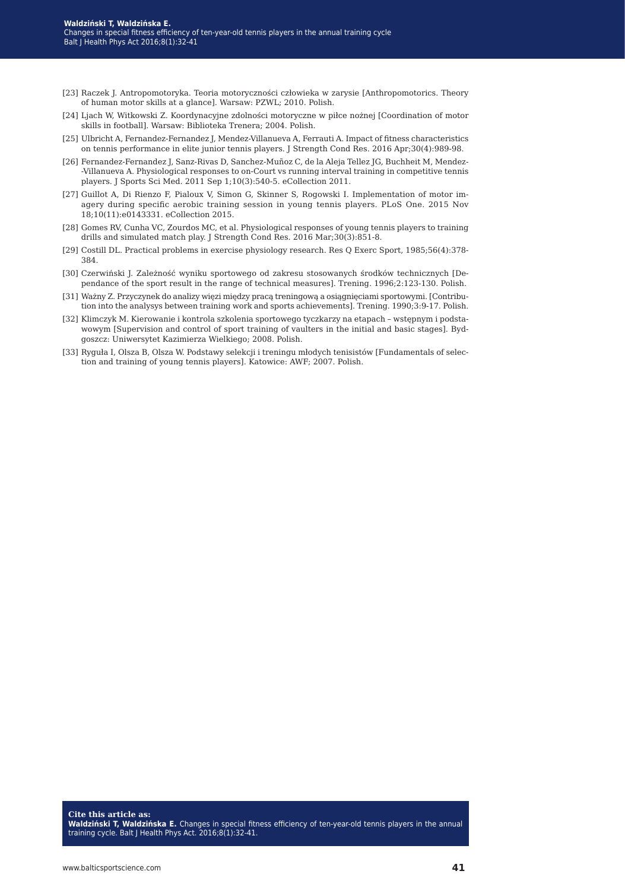[23] Raczek J. Antropomotoryka. Teoria motoryczności człowieka w zarysie [Anthropomotorics. Theory of human motor skills at a glance]. Warsaw: PZWL; 2010. Polish.

[24] Ljach W, Witkowski Z. Koordynacyjne zdolności motoryczne w piłce nożnej [Coordination of motor skills in football]. Warsaw: Biblioteka Trenera; 2004. Polish.

[25] Ulbricht A, Fernandez-Fernandez J, Mendez-Villanueva A, Ferrauti A. Impact of fitness characteristics on tennis performance in elite junior tennis players. J Strength Cond Res. 2016 Apr;30(4):989-98.

[26] Fernandez-Fernandez J, Sanz-Rivas D, Sanchez-Muñoz C, de la Aleja Tellez JG, Buchheit M, Mendez-Villanueva A. Physiological responses to on-Court vs running interval training in competitive tennis players. J Sports Sci Med. 2011 Sep 1;10(3):540-5. eCollection 2011.

[27] Guillot A, Di Rienzo F, Pialoux V, Simon G, Skinner S, Rogowski I. Implementation of motor imagery during specific aerobic training session in young tennis players. PLoS One. 2015 Nov 18;10(11):e0143331. eCollection 2015.

[28] Gomes RV, Cunha VC, Zourdos MC, et al. Physiological responses of young tennis players to training drills and simulated match play. J Strength Cond Res. 2016 Mar;30(3):851-8.

[29] Costill DL. Practical problems in exercise physiology research. Res Q Exerc Sport, 1985;56(4):378-384.

[30] Czerwiński J. Zależność wyniku sportowego od zakresu stosowanych środków technicznych [Dependance of the sport result in the range of technical measures]. Trening. 1996;2:123-130. Polish.

[31] Ważny Z. Przyczynek do analizy więzi między pracą treningową a osiągnięciami sportowymi. [Contribution into the analysys between training work and sports achievements]. Trening. 1990;3:9-17. Polish.

[32] Klimczyk M. Kierowanie i kontrola szkolenia sportowego tyczkarzy na etapach – wstępnym i podstawowym [Supervision and control of sport training of vaulters in the initial and basic stages]. Bydgoszcz: Uniwersytet Kazimierza Wielkiego; 2008. Polish.

[33] Ryguła I, Olsza B, Olsza W. Podstawy selekcji i treningu młodych tenisistów [Fundamentals of selection and training of young tennis players]. Katowice: AWF; 2007. Polish.

**Cite this article as:**
**Waldziński T, Waldzińska E.** Changes in special fitness efficiency of ten-year-old tennis players in the annual training cycle. Balt J Health Phys Act. 2016;8(1):32-41.